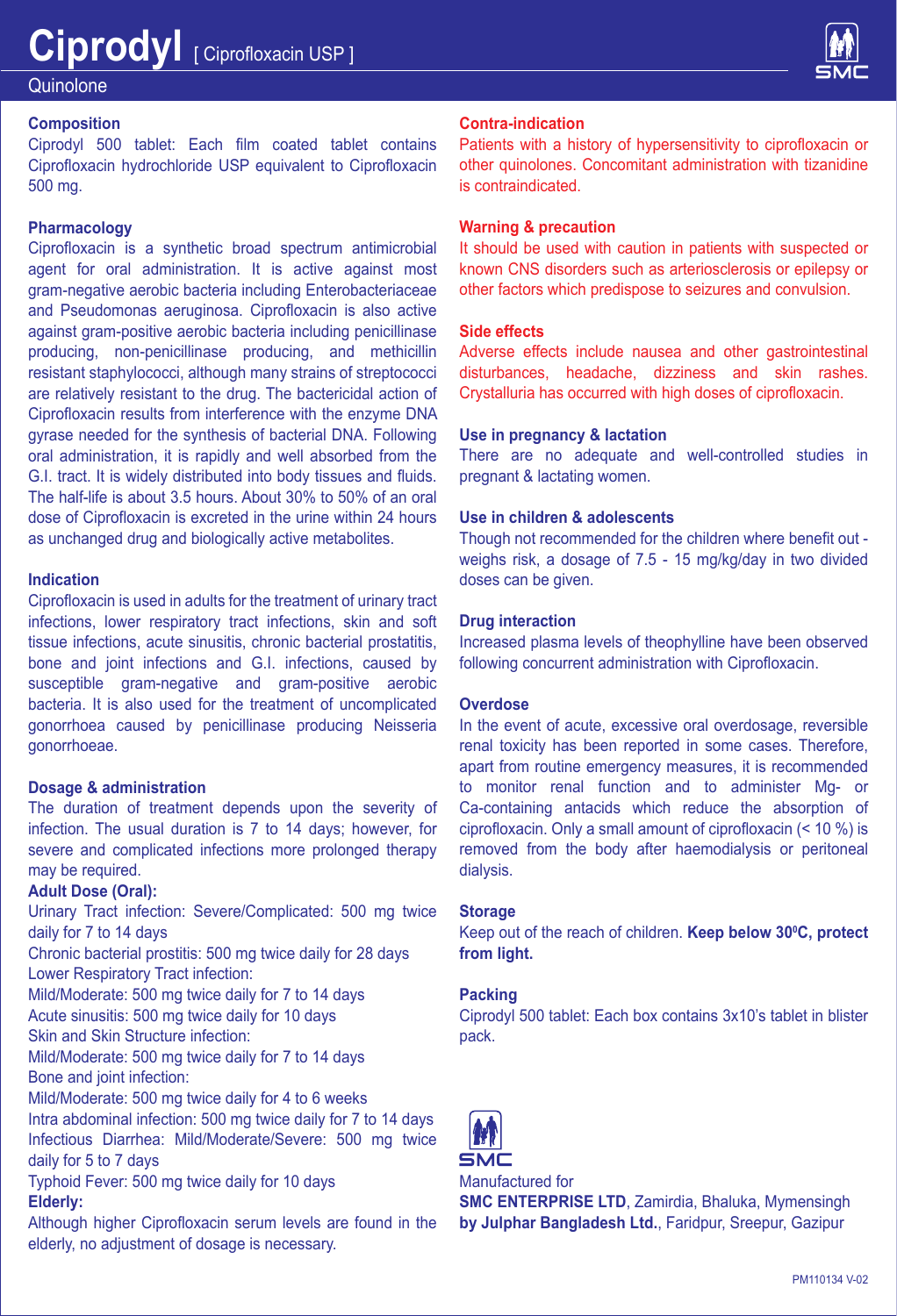# Ciprodyl [ Ciprofloxacin USP ]

Quinolone

## Composition

Ciprodyl 500 tablet: Each film coated tablet contains Ciprofloxacin hydrochloride USP equivalent to Ciprofloxacin 500 mg.

## Pharmacology

Ciprofloxacin is a synthetic broad spectrum antimicrobial agent for oral administration. It is active against most gram-negative aerobic bacteria including Enterobacteriaceae and Pseudomonas aeruginosa. Ciprofloxacin is also active against gram-positive aerobic bacteria including penicillinase producing, non-penicillinase producing, and methicillin resistant staphylococci, although many strains of streptococci are relatively resistant to the drug. The bactericidal action of Ciprofloxacin results from interference with the enzyme DNA gyrase needed for the synthesis of bacterial DNA. Following oral administration, it is rapidly and well absorbed from the G.I. tract. It is widely distributed into body tissues and fluids. The half-life is about 3.5 hours. About 30% to 50% of an oral dose of Ciprofloxacin is excreted in the urine within 24 hours as unchanged drug and biologically active metabolites.

## Indication

Ciprofloxacin is used in adults for the treatment of urinary tract infections, lower respiratory tract infections, skin and soft tissue infections, acute sinusitis, chronic bacterial prostatitis, bone and joint infections and G.I. infections, caused by susceptible gram-negative and gram-positive aerobic bacteria. It is also used for the treatment of uncomplicated gonorrhoea caused by penicillinase producing Neisseria gonorrhoeae.

## Dosage & administration

The duration of treatment depends upon the severity of infection. The usual duration is 7 to 14 days; however, for severe and complicated infections more prolonged therapy may be required.

**Adult Dose (Oral):**

Urinary Tract infection: Severe/Complicated: 500 mg twice daily for 7 to 14 days

Chronic bacterial prostitis: 500 mg twice daily for 28 days

Lower Respiratory Tract infection:

Mild/Moderate: 500 mg twice daily for 7 to 14 days

Acute sinusitis: 500 mg twice daily for 10 days

Skin and Skin Structure infection:

Mild/Moderate: 500 mg twice daily for 7 to 14 days

Bone and joint infection:

Mild/Moderate: 500 mg twice daily for 4 to 6 weeks

Intra abdominal infection: 500 mg twice daily for 7 to 14 days

Infectious Diarrhea: Mild/Moderate/Severe: 500 mg twice daily for 5 to 7 days

Typhoid Fever: 500 mg twice daily for 10 days

**Elderly:**

Although higher Ciprofloxacin serum levels are found in the elderly, no adjustment of dosage is necessary.

## Contra-indication

Patients with a history of hypersensitivity to ciprofloxacin or other quinolones. Concomitant administration with tizanidine is contraindicated.

## Warning & precaution

It should be used with caution in patients with suspected or known CNS disorders such as arteriosclerosis or epilepsy or other factors which predispose to seizures and convulsion.

## Side effects

Adverse effects include nausea and other gastrointestinal disturbances, headache, dizziness and skin rashes. Crystalluria has occurred with high doses of ciprofloxacin.

## Use in pregnancy & lactation

There are no adequate and well-controlled studies in pregnant & lactating women.

## Use in children & adolescents

Though not recommended for the children where benefit out - weighs risk, a dosage of 7.5 - 15 mg/kg/day in two divided doses can be given.

## Drug interaction

Increased plasma levels of theophylline have been observed following concurrent administration with Ciprofloxacin.

## Overdose

In the event of acute, excessive oral overdosage, reversible renal toxicity has been reported in some cases. Therefore, apart from routine emergency measures, it is recommended to monitor renal function and to administer Mg- or Ca-containing antacids which reduce the absorption of ciprofloxacin. Only a small amount of ciprofloxacin (< 10 %) is removed from the body after haemodialysis or peritoneal dialysis.

## Storage

Keep out of the reach of children. **Keep below 30$^0$C, protect from light.**

## Packing

Ciprodyl 500 tablet: Each box contains 3x10's tablet in blister pack.

Manufactured for

**SMC ENTERPRISE LTD**, Zamirdia, Bhaluka, Mymensingh

**by Julphar Bangladesh Ltd.**, Faridpur, Sreepur, Gazipur

PM110134 V-02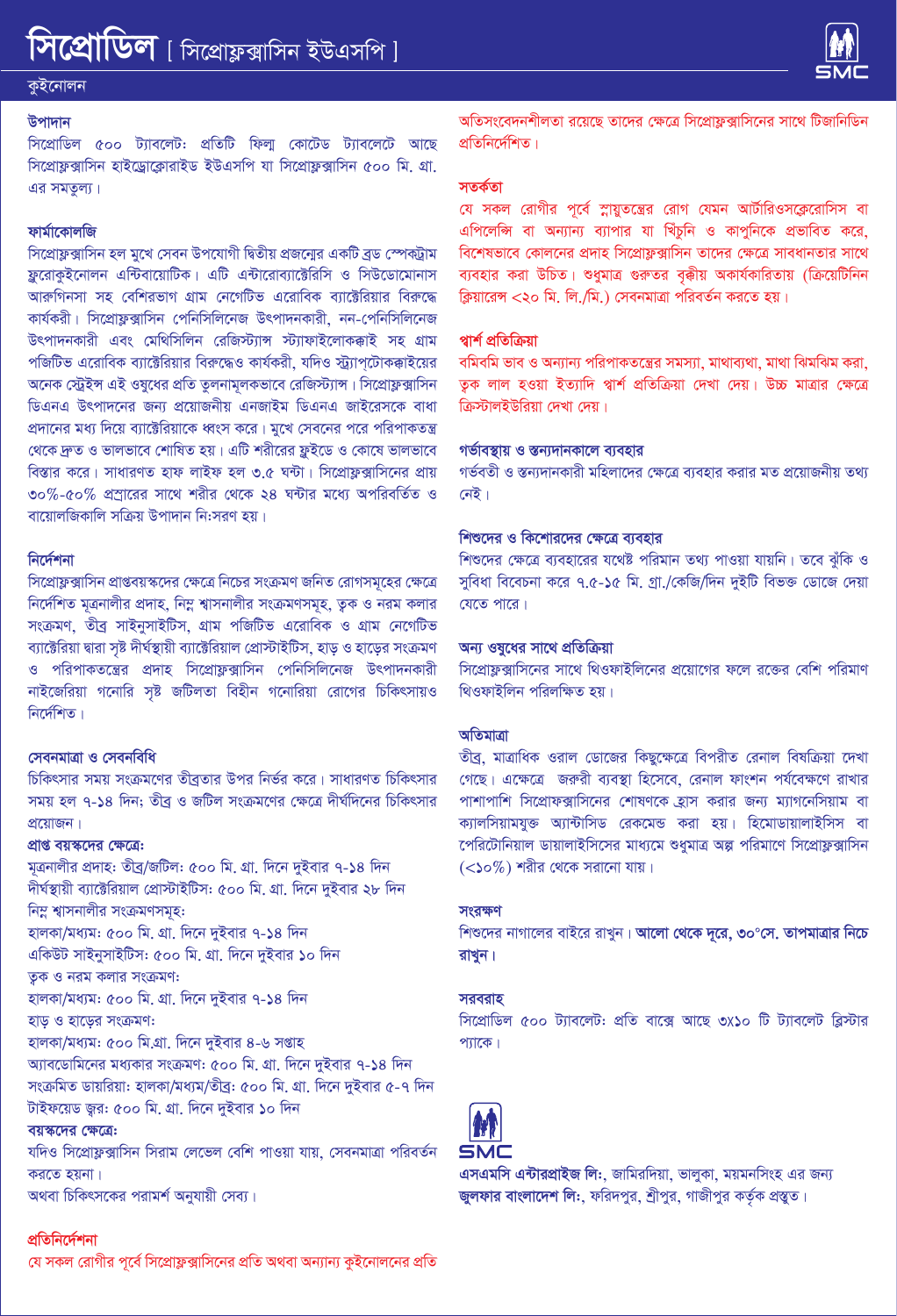# সিপ্রোডিল [ সিপ্রোফ্লক্সাসিন ইউএসপি ]

কুইনোলন

## উপাদান

সিপ্রোডিল ৫০০ ট্যাবলেট: প্রতিটি ফিল্ম কোটেড ট্যাবলেটে আছে সিপ্রোফ্লক্সাসিন হাইড্রোক্লোরাইড ইউএসপি যা সিপ্রোফ্লক্সাসিন ৫০০ মি. গ্রা. এর সমতুল্য।

## ফার্মাকোলজি

সিপ্রোফ্লক্সাসিন হল মুখে সেবন উপযোগী দ্বিতীয় প্রজন্মের একটি ব্রড স্পেকট্রাম ফ্লুরোকুইনোলন এন্টিবায়োটিক। এটি এন্টারোব্যাক্টেরিসি ও সিউডোমোনাস আরুগিনসা সহ বেশিরভাগ গ্রাম নেগেটিভ এরোবিক ব্যাক্টেরিয়ার বিরুদ্ধে কার্যকরী। সিপ্রোফ্লক্সাসিন পেনিসিলিনেজ উৎপাদনকারী, নন-পেনিসিলিনেজ উৎপাদনকারী এবং মেথিসিলিন রেজিস্ট্যান্স স্ট্যাফাইলোকক্কাই সহ গ্রাম পজিটিভ এরোবিক ব্যাক্টেরিয়ার বিরুদ্ধেও কার্যকরী, যদিও স্ট্রেপ্টোকক্কাইয়ের অনেক স্ট্রেইন্স এই ওষুধের প্রতি তুলনামূলকভাবে রেজিস্ট্যান্স। সিপ্রোফ্লক্সাসিন ডিএনএ উৎপাদনের জন্য প্রয়োজনীয় এনজাইম ডিএনএ জাইরেসকে বাধা প্রদানের মধ্য দিয়ে ব্যাক্টেরিয়াকে ধ্বংস করে। মুখে সেবনের পরে পরিপাকতন্ত্র থেকে দ্রুত ও ভালভাবে শোষিত হয়। এটি শরীরের ফ্লুইডে ও কোষে ভালভাবে বিস্তার করে। সাধারণত হাফ লাইফ হল ৩.৫ ঘন্টা। সিপ্রোফ্লক্সাসিনের প্রায় ৩০%-৫০% প্রস্রাবের সাথে শরীর থেকে ২৪ ঘন্টার মধ্যে অপরিবর্তিত ও বায়োলজিকালি সক্রিয় উপাদান নি:সরণ হয়।

## নির্দেশনা

সিপ্রোফ্লক্সাসিন প্রাপ্তবয়স্কদের ক্ষেত্রে নিচের সংক্রমণ জনিত রোগসমূহের ক্ষেত্রে নির্দেশিত মূত্রনালীর প্রদাহ, নিম্ন শ্বাসনালীর সংক্রমণসমূহ, ত্বক ও নরম কলার সংক্রমণ, তীব্র সাইনুসাইটিস, গ্রাম পজিটিভ এরোবিক ও গ্রাম নেগেটিভ ব্যাক্টেরিয়া দ্বারা সৃষ্ট দীর্ঘস্থায়ী ব্যাক্টেরিয়াল প্রোস্টাইটিস, হাড় ও হাড়ের সংক্রমণ ও পরিপাকতন্ত্রের প্রদাহ সিপ্রোফ্লক্সাসিন পেনিসিলিনেজ উৎপাদনকারী নাইজেরিয়া গনোরি সৃষ্ট জটিলতা বিহীন গনোরিয়া রোগের চিকিৎসায়ও নির্দেশিত।

## সেবনমাত্রা ও সেবনবিধি

চিকিৎসার সময় সংক্রমণের তীব্রতার উপর নির্ভর করে। সাধারণত চিকিৎসার সময় হল ৭-১৪ দিন; তীব্র ও জটিল সংক্রমণের ক্ষেত্রে দীর্ঘদিনের চিকিৎসার প্রয়োজন।

**প্রাপ্ত বয়স্কদের ক্ষেত্রে:**

মূত্রনালীর প্রদাহ: তীব্র/জটিল: ৫০০ মি. গ্রা. দিনে দুইবার ৭-১৪ দিন
দীর্ঘস্থায়ী ব্যাক্টেরিয়াল প্রোস্টাইটিস: ৫০০ মি. গ্রা. দিনে দুইবার ২৮ দিন
নিম্ন শ্বাসনালীর সংক্রমণসমূহ:
হালকা/মধ্যম: ৫০০ মি. গ্রা. দিনে দুইবার ৭-১৪ দিন
একিউট সাইনুসাইটিস: ৫০০ মি. গ্রা. দিনে দুইবার ১০ দিন
ত্বক ও নরম কলার সংক্রমণ:
হালকা/মধ্যম: ৫০০ মি. গ্রা. দিনে দুইবার ৭-১৪ দিন
হাড় ও হাড়ের সংক্রমণ:
হালকা/মধ্যম: ৫০০ মি.গ্রা. দিনে দুইবার ৪-৬ সপ্তাহ
অ্যাবডোমিনের মধ্যকার সংক্রমণ: ৫০০ মি. গ্রা. দিনে দুইবার ৭-১৪ দিন
সংক্রমিত ডায়রিয়া: হালকা/মধ্যম/তীব্র: ৫০০ মি. গ্রা. দিনে দুইবার ৫-৭ দিন
টাইফয়েড জ্বর: ৫০০ মি. গ্রা. দিনে দুইবার ১০ দিন

**বয়স্কদের ক্ষেত্রে:**

যদিও সিপ্রোফ্লক্সাসিন সিরাম লেভেল বেশি পাওয়া যায়, সেবনমাত্রা পরিবর্তন করতে হয়না।
অথবা চিকিৎসকের পরামর্শ অনুযায়ী সেব্য।

## প্রতিনির্দেশনা

যে সকল রোগীর পূর্বে সিপ্রোফ্লক্সাসিনের প্রতি অথবা অন্যান্য কুইনোলনের প্রতি অতিসংবেদনশীলতা রয়েছে তাদের ক্ষেত্রে সিপ্রোফ্লক্সাসিনের সাথে টিজানিডিন প্রতিনির্দেশিত।

## সতর্কতা

যে সকল রোগীর পূর্বে স্নায়ুতন্ত্রের রোগ যেমন আর্টারিওস্ক্লেরোসিস বা এপিলেপ্সি বা অন্যান্য ব্যাপার যা খিঁচুনি ও কাপুনিকে প্রভাবিত করে, বিশেষভাবে কোলনের প্রদাহ সিপ্রোফ্লক্সাসিন তাদের ক্ষেত্রে সাবধানতার সাথে ব্যবহার করা উচিত। শুধুমাত্র গুরুতর বৃক্কীয় অকার্যকারিতায় (ক্রিয়েটিনিন ক্লিয়ারেন্স <২০ মি. লি./মি.) সেবনমাত্রা পরিবর্তন করতে হয়।

## পার্শ্ব প্রতিক্রিয়া

বমিবমি ভাব ও অন্যান্য পরিপাকতন্ত্রের সমস্যা, মাথাব্যথা, মাথা ঝিমঝিম করা, ত্বক লাল হওয়া ইত্যাদি পার্শ্ব প্রতিক্রিয়া দেখা দেয়। উচ্চ মাত্রার ক্ষেত্রে ক্রিস্টালইউরিয়া দেখা দেয়।

## গর্ভাবস্থায় ও স্তন্যদানকালে ব্যবহার

গর্ভবতী ও স্তন্যদানকারী মহিলাদের ক্ষেত্রে ব্যবহার করার মত প্রয়োজনীয় তথ্য নেই।

## শিশুদের ও কিশোরদের ক্ষেত্রে ব্যবহার

শিশুদের ক্ষেত্রে ব্যবহারের যথেষ্ট পরিমান তথ্য পাওয়া যায়নি। তবে ঝুঁকি ও সুবিধা বিবেচনা করে ৭.৫-১৫ মি. গ্রা./কেজি/দিন দুইটি বিভক্ত ডোজে দেয়া যেতে পারে।

## অন্য ওষুধের সাথে প্রতিক্রিয়া

সিপ্রোফ্লক্সাসিনের সাথে থিওফাইলিনের প্রয়োগের ফলে রক্তের বেশি পরিমাণ থিওফাইলিন পরিলক্ষিত হয়।

## অতিমাত্রা

তীব্র, মাত্রাধিক ওরাল ডোজের কিছুক্ষেত্রে বিপরীত রেনাল বিষক্রিয়া দেখা গেছে। এক্ষেত্রে জরুরী ব্যবস্থা হিসেবে, রেনাল ফাংশন পর্যবেক্ষণে রাখার পাশাপাশি সিপ্রোফ্লক্সাসিনের শোষণকে হ্রাস করার জন্য ম্যাগনেসিয়াম বা ক্যালসিয়ামযুক্ত অ্যান্টাসিড রেকমেন্ড করা হয়। হিমোডায়ালাইসিস বা পেরিটোনিয়াল ডায়ালাইসিসের মাধ্যমে শুধুমাত্র অল্প পরিমাণে সিপ্রোফ্লক্সাসিন (<১০%) শরীর থেকে সরানো যায়।

## সংরক্ষণ

শিশুদের নাগালের বাইরে রাখুন। **আলো থেকে দূরে, ৩০°সে. তাপমাত্রার নিচে রাখুন।**

## সরবরাহ

সিপ্রোডিল ৫০০ ট্যাবলেট: প্রতি বাক্সে আছে ৩x১০ টি ট্যাবলেট ব্লিস্টার প্যাকে।

SMC

**এসএমসি এন্টারপ্রাইজ লি:**, জামিরদিয়া, ভালুকা, ময়মনসিংহ এর জন্য
**জুলফার বাংলাদেশ লি:**, ফরিদপুর, শ্রীপুর, গাজীপুর কর্তৃক প্রস্তুত।